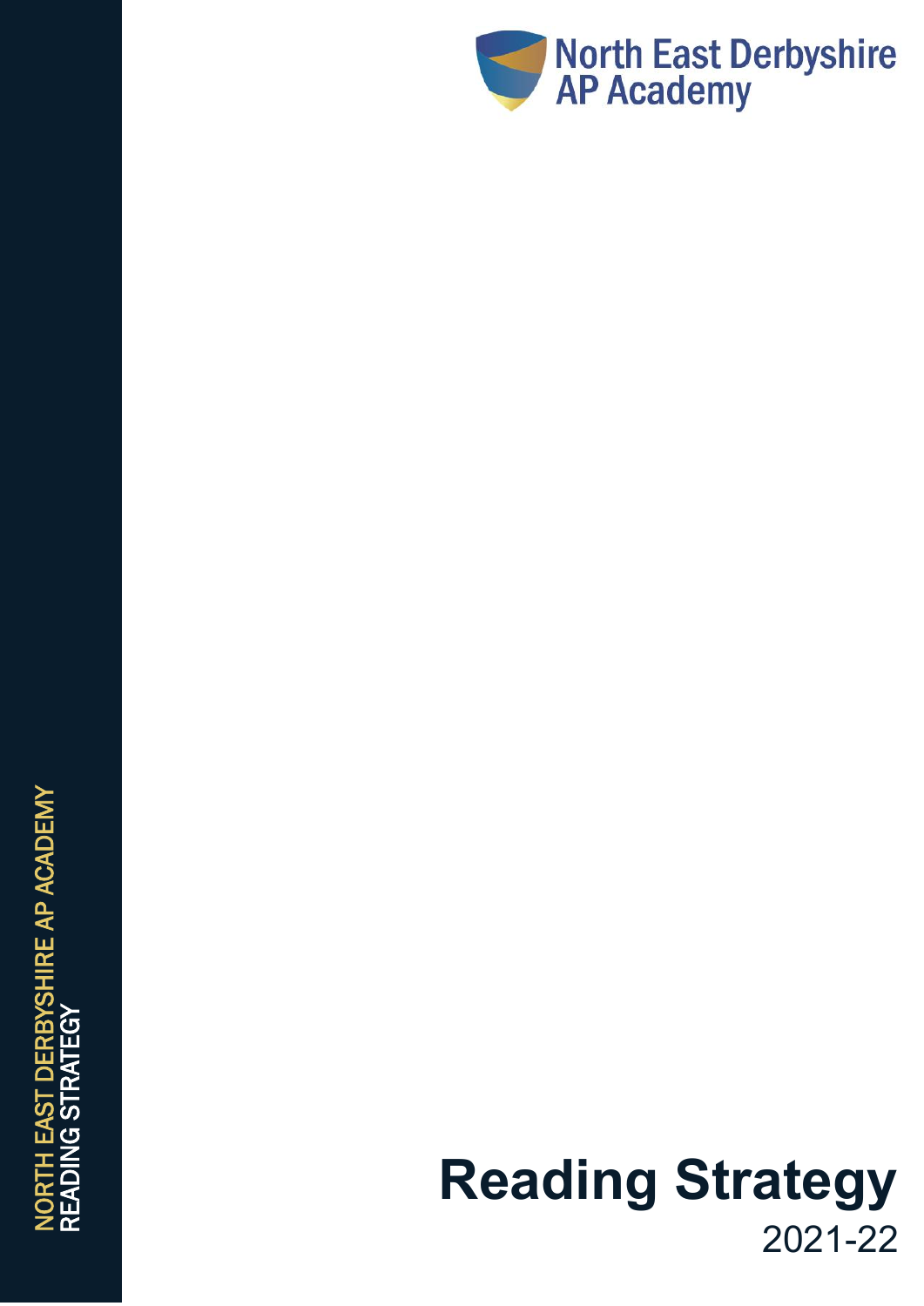North East Derbyshire AP Academy

# Reading Strategy

2021-22

NORTH EAST DERBYSHIRE AP ACADEMY
READING STRATEGY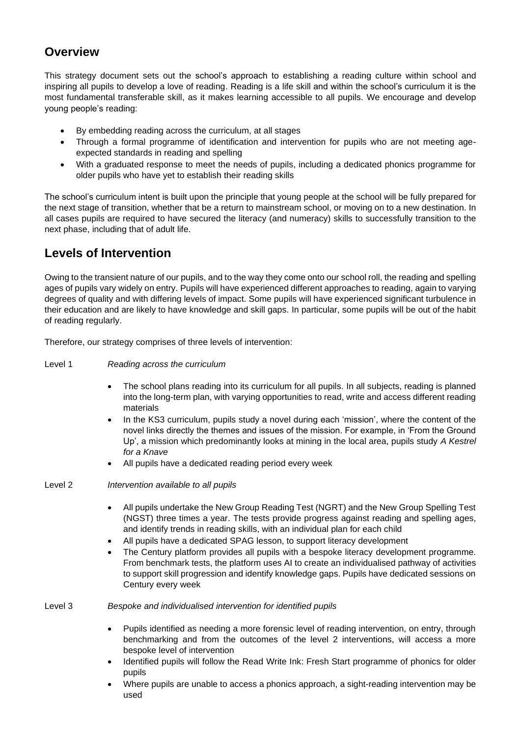## Overview

This strategy document sets out the school's approach to establishing a reading culture within school and inspiring all pupils to develop a love of reading. Reading is a life skill and within the school's curriculum it is the most fundamental transferable skill, as it makes learning accessible to all pupils. We encourage and develop young people's reading:

- By embedding reading across the curriculum, at all stages
- Through a formal programme of identification and intervention for pupils who are not meeting age-expected standards in reading and spelling
- With a graduated response to meet the needs of pupils, including a dedicated phonics programme for older pupils who have yet to establish their reading skills

The school's curriculum intent is built upon the principle that young people at the school will be fully prepared for the next stage of transition, whether that be a return to mainstream school, or moving on to a new destination. In all cases pupils are required to have secured the literacy (and numeracy) skills to successfully transition to the next phase, including that of adult life.

## Levels of Intervention

Owing to the transient nature of our pupils, and to the way they come onto our school roll, the reading and spelling ages of pupils vary widely on entry. Pupils will have experienced different approaches to reading, again to varying degrees of quality and with differing levels of impact. Some pupils will have experienced significant turbulence in their education and are likely to have knowledge and skill gaps. In particular, some pupils will be out of the habit of reading regularly.

Therefore, our strategy comprises of three levels of intervention:

Level 1 *Reading across the curriculum*

- The school plans reading into its curriculum for all pupils. In all subjects, reading is planned into the long-term plan, with varying opportunities to read, write and access different reading materials
- In the KS3 curriculum, pupils study a novel during each 'mission', where the content of the novel links directly the themes and issues of the mission. For example, in 'From the Ground Up', a mission which predominantly looks at mining in the local area, pupils study *A Kestrel for a Knave*
- All pupils have a dedicated reading period every week

Level 2 *Intervention available to all pupils*

- All pupils undertake the New Group Reading Test (NGRT) and the New Group Spelling Test (NGST) three times a year. The tests provide progress against reading and spelling ages, and identify trends in reading skills, with an individual plan for each child
- All pupils have a dedicated SPAG lesson, to support literacy development
- The Century platform provides all pupils with a bespoke literacy development programme. From benchmark tests, the platform uses AI to create an individualised pathway of activities to support skill progression and identify knowledge gaps. Pupils have dedicated sessions on Century every week

Level 3 *Bespoke and individualised intervention for identified pupils*

- Pupils identified as needing a more forensic level of reading intervention, on entry, through benchmarking and from the outcomes of the level 2 interventions, will access a more bespoke level of intervention
- Identified pupils will follow the Read Write Ink: Fresh Start programme of phonics for older pupils
- Where pupils are unable to access a phonics approach, a sight-reading intervention may be used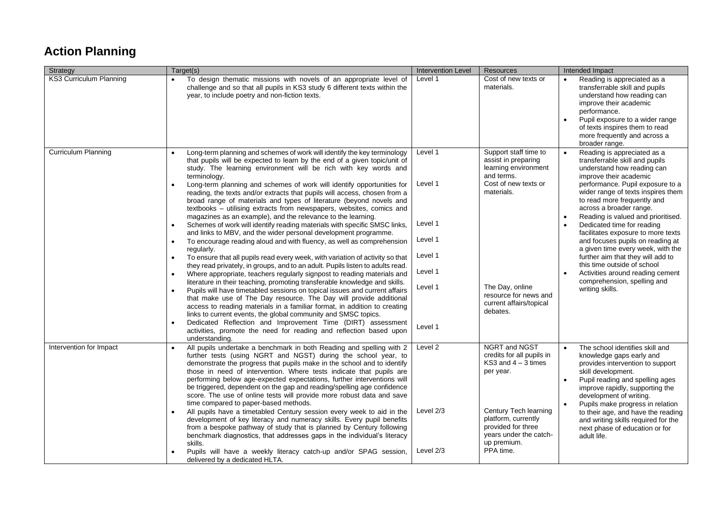# Action Planning

| Strategy | Target(s) | Intervention Level | Resources | Intended Impact |
|---|---|---|---|---|
| KS3 Curriculum Planning | • To design thematic missions with novels of an appropriate level of challenge and so that all pupils in KS3 study 6 different texts within the year, to include poetry and non-fiction texts. | Level 1 | Cost of new texts or materials. | • Reading is appreciated as a transferrable skill and pupils understand how reading can improve their academic performance.<br>• Pupil exposure to a wider range of texts inspires them to read more frequently and across a broader range. |
| Curriculum Planning | • Long-term planning and schemes of work will identify the key terminology that pupils will be expected to learn by the end of a given topic/unit of study. The learning environment will be rich with key words and terminology.<br>• Long-term planning and schemes of work will identify opportunities for reading, the texts and/or extracts that pupils will access, chosen from a broad range of materials and types of literature (beyond novels and textbooks – utilising extracts from newspapers, websites, comics and magazines as an example), and the relevance to the learning.<br>• Schemes of work will identify reading materials with specific SMSC links, and links to MBV, and the wider personal development programme.<br>• To encourage reading aloud and with fluency, as well as comprehension regularly.<br>• To ensure that all pupils read every week, with variation of activity so that they read privately, in groups, and to an adult. Pupils listen to adults read.<br>• Where appropriate, teachers regularly signpost to reading materials and literature in their teaching, promoting transferable knowledge and skills.<br>• Pupils will have timetabled sessions on topical issues and current affairs that make use of The Day resource. The Day will provide additional access to reading materials in a familiar format, in addition to creating links to current events, the global community and SMSC topics.<br>• Dedicated Reflection and Improvement Time (DIRT) assessment activities, promote the need for reading and reflection based upon understanding. | Level 1<br>Level 1<br>Level 1<br>Level 1<br>Level 1<br>Level 1<br>Level 1<br>Level 1 | Support staff time to assist in preparing learning environment and terms.<br>Cost of new texts or materials.<br>The Day, online resource for news and current affairs/topical debates. | • Reading is appreciated as a transferrable skill and pupils understand how reading can improve their academic performance. Pupil exposure to a wider range of texts inspires them to read more frequently and across a broader range.<br>• Reading is valued and prioritised.<br>• Dedicated time for reading facilitates exposure to more texts and focuses pupils on reading at a given time every week, with the further aim that they will add to this time outside of school<br>• Activities around reading cement comprehension, spelling and writing skills. |
| Intervention for Impact | • All pupils undertake a benchmark in both Reading and spelling with 2 further tests (using NGRT and NGST) during the school year, to demonstrate the progress that pupils make in the school and to identify those in need of intervention. Where tests indicate that pupils are performing below age-expected expectations, further interventions will be triggered, dependent on the gap and reading/spelling age confidence score. The use of online tests will provide more robust data and save time compared to paper-based methods.<br>• All pupils have a timetabled Century session every week to aid in the development of key literacy and numeracy skills. Every pupil benefits from a bespoke pathway of study that is planned by Century following benchmark diagnostics, that addresses gaps in the individual's literacy skills.<br>• Pupils will have a weekly literacy catch-up and/or SPAG session, delivered by a dedicated HLTA. | Level 2<br>Level 2/3<br>Level 2/3 | NGRT and NGST credits for all pupils in KS3 and 4 – 3 times per year.<br>Century Tech learning platform, currently provided for three years under the catch-up premium.<br>PPA time. | • The school identifies skill and knowledge gaps early and provides intervention to support skill development.<br>• Pupil reading and spelling ages improve rapidly, supporting the development of writing.<br>• Pupils make progress in relation to their age, and have the reading and writing skills required for the next phase of education or for adult life. |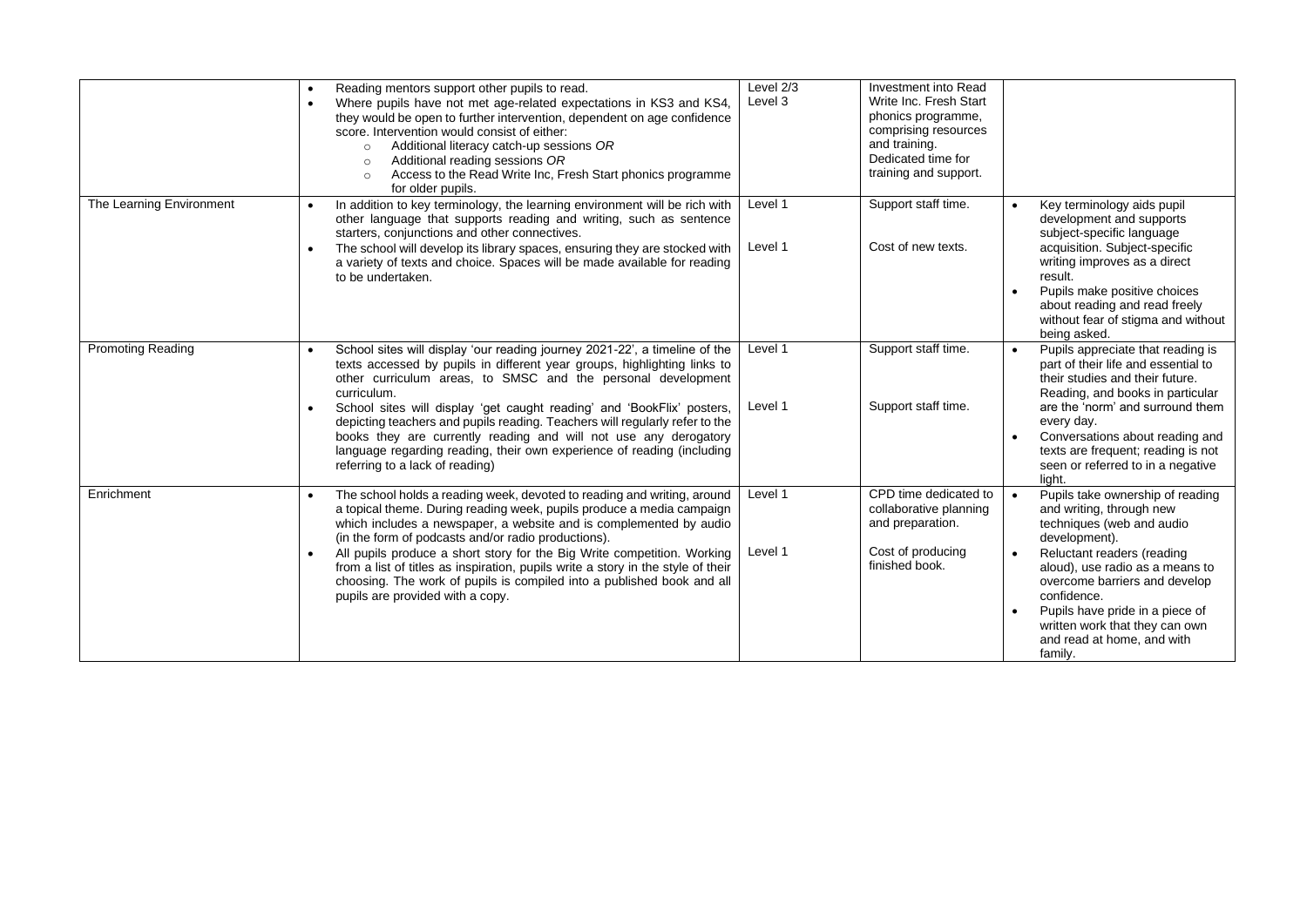| | | | | |
|---|---|---|---|---|
| | • Reading mentors support other pupils to read.<br>• Where pupils have not met age-related expectations in KS3 and KS4, they would be open to further intervention, dependent on age confidence score. Intervention would consist of either:<br>&nbsp;&nbsp;○ Additional literacy catch-up sessions *OR*<br>&nbsp;&nbsp;○ Additional reading sessions *OR*<br>&nbsp;&nbsp;○ Access to the Read Write Inc, Fresh Start phonics programme for older pupils. | Level 2/3<br>Level 3 | Investment into Read Write Inc. Fresh Start phonics programme, comprising resources and training. Dedicated time for training and support. | |
| The Learning Environment | • In addition to key terminology, the learning environment will be rich with other language that supports reading and writing, such as sentence starters, conjunctions and other connectives.<br>• The school will develop its library spaces, ensuring they are stocked with a variety of texts and choice. Spaces will be made available for reading to be undertaken. | Level 1<br><br>Level 1 | Support staff time.<br><br>Cost of new texts. | • Key terminology aids pupil development and supports subject-specific language acquisition. Subject-specific writing improves as a direct result.<br>• Pupils make positive choices about reading and read freely without fear of stigma and without being asked. |
| Promoting Reading | • School sites will display 'our reading journey 2021-22', a timeline of the texts accessed by pupils in different year groups, highlighting links to other curriculum areas, to SMSC and the personal development curriculum.<br>• School sites will display 'get caught reading' and 'BookFlix' posters, depicting teachers and pupils reading. Teachers will regularly refer to the books they are currently reading and will not use any derogatory language regarding reading, their own experience of reading (including referring to a lack of reading) | Level 1<br><br>Level 1 | Support staff time.<br><br>Support staff time. | • Pupils appreciate that reading is part of their life and essential to their studies and their future. Reading, and books in particular are the 'norm' and surround them every day.<br>• Conversations about reading and texts are frequent; reading is not seen or referred to in a negative light. |
| Enrichment | • The school holds a reading week, devoted to reading and writing, around a topical theme. During reading week, pupils produce a media campaign which includes a newspaper, a website and is complemented by audio (in the form of podcasts and/or radio productions).<br>• All pupils produce a short story for the Big Write competition. Working from a list of titles as inspiration, pupils write a story in the style of their choosing. The work of pupils is compiled into a published book and all pupils are provided with a copy. | Level 1<br><br>Level 1 | CPD time dedicated to collaborative planning and preparation.<br><br>Cost of producing finished book. | • Pupils take ownership of reading and writing, through new techniques (web and audio development).<br>• Reluctant readers (reading aloud), use radio as a means to overcome barriers and develop confidence.<br>• Pupils have pride in a piece of written work that they can own and read at home, and with family. |